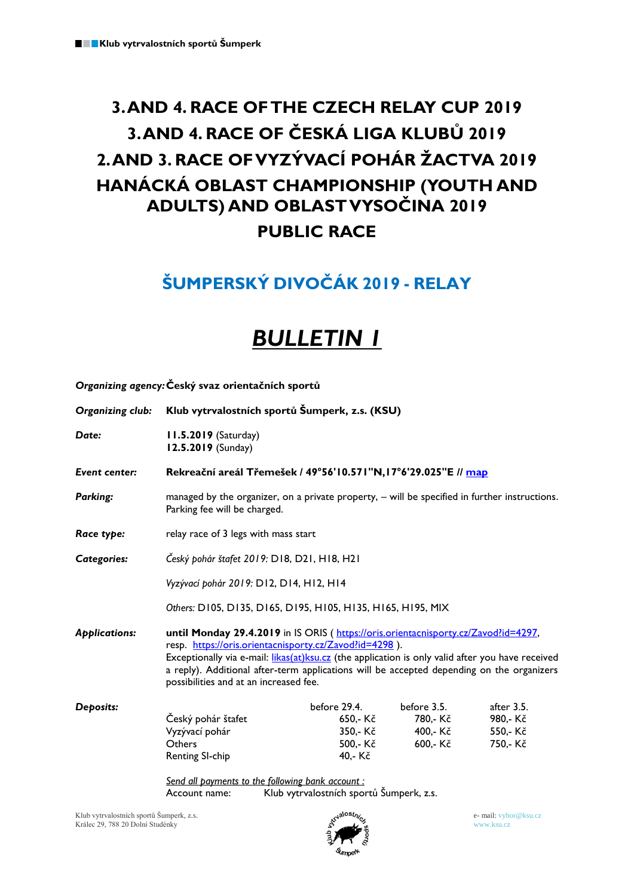# 3. AND 4. RACE OF THE CZECH RELAY CUP 2019
# 3. AND 4. RACE OF ČESKÁ LIGA KLUBŮ 2019
# 2. AND 3. RACE OF VYZÝVACÍ POHÁR ŽACTVA 2019
# HANÁCKÁ OBLAST CHAMPIONSHIP (YOUTH AND ADULTS) AND OBLAST VYSOČINA 2019
# PUBLIC RACE

## ŠUMPERSKÝ DIVOČÁK 2019 - RELAY

# BULLETIN 1

***Organizing agency:*** **Český svaz orientačních sportů**

***Organizing club:*** **Klub vytrvalostních sportů Šumperk, z.s. (KSU)**

***Date:*** **11.5.2019** (Saturday)
**12.5.2019** (Sunday)

***Event center:*** **Rekreační areál Třemešek / 49°56'10.571"N,17°6'29.025"E // map**

***Parking:*** managed by the organizer, on a private property, – will be specified in further instructions. Parking fee will be charged.

***Race type:*** relay race of 3 legs with mass start

***Categories:*** *Český pohár štafet 2019:* D18, D21, H18, H21

*Vyzývací pohár 2019:* D12, D14, H12, H14

*Others:* D105, D135, D165, D195, H105, H135, H165, H195, MIX

***Applications:*** **until Monday 29.4.2019** in IS ORIS ( https://oris.orientacnisporty.cz/Zavod?id=4297, resp. https://oris.orientacnisporty.cz/Zavod?id=4298 ).
Exceptionally via e-mail: likas(at)ksu.cz (the application is only valid after you have received a reply). Additional after-term applications will be accepted depending on the organizers possibilities and at an increased fee.

***Deposits:***

| | before 29.4. | before 3.5. | after 3.5. |
|---|---|---|---|
| Český pohár štafet | 650,- Kč | 780,- Kč | 980,- Kč |
| Vyzývací pohár | 350,- Kč | 400,- Kč | 550,- Kč |
| Others | 500,- Kč | 600,- Kč | 750,- Kč |
| Renting SI-chip | 40,- Kč | | |

*Send all payments to the following bank account :*
Account name: Klub vytrvalostních sportů Šumperk, z.s.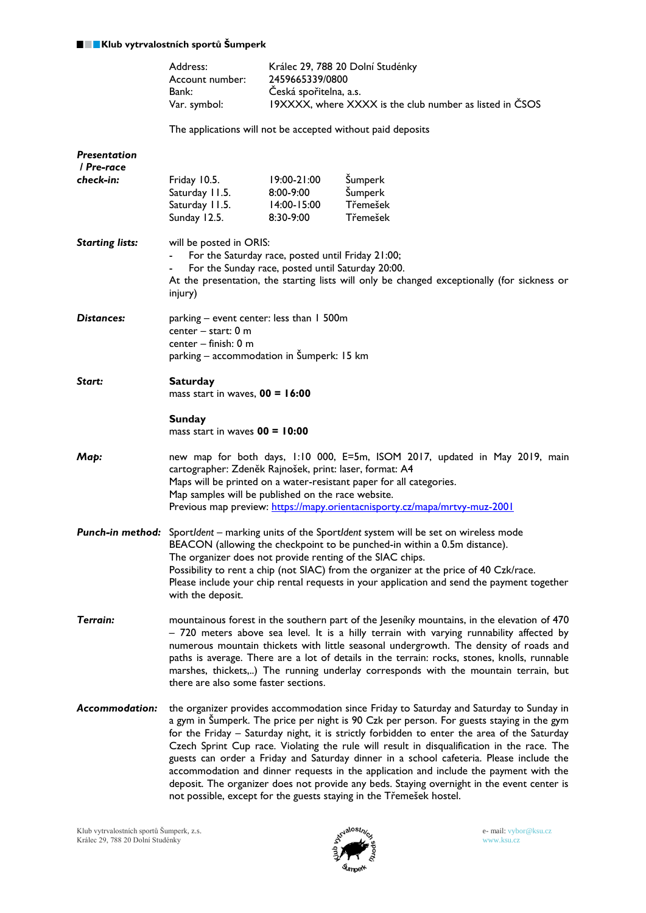Address: Králec 29, 788 20 Dolní Studénky
Account number: 2459665339/0800
Bank: Česká spořitelna, a.s.
Var. symbol: 19XXXX, where XXXX is the club number as listed in ČSOS

The applications will not be accepted without paid deposits

***Presentation / Pre-race check-in:***

| | | |
|---|---|---|
| Friday 10.5. | 19:00-21:00 | Šumperk |
| Saturday 11.5. | 8:00-9:00 | Šumperk |
| Saturday 11.5. | 14:00-15:00 | Třemešek |
| Sunday 12.5. | 8:30-9:00 | Třemešek |

***Starting lists:*** will be posted in ORIS:

- For the Saturday race, posted until Friday 21:00;
- For the Sunday race, posted until Saturday 20:00.

At the presentation, the starting lists will only be changed exceptionally (for sickness or injury)

***Distances:***
parking – event center: less than 1 500m
center – start: 0 m
center – finish: 0 m
parking – accommodation in Šumperk: 15 km

***Start:***

**Saturday**
mass start in waves, **00 = 16:00**

**Sunday**
mass start in waves **00 = 10:00**

***Map:*** new map for both days, 1:10 000, E=5m, ISOM 2017, updated in May 2019, main cartographer: Zdeněk Rajnošek, print: laser, format: A4
Maps will be printed on a water-resistant paper for all categories.
Map samples will be published on the race website.
Previous map preview: https://mapy.orientacnisporty.cz/mapa/mrtvy-muz-2001

***Punch-in method:*** Sport*Ident* – marking units of the Sport*Ident* system will be set on wireless mode BEACON (allowing the checkpoint to be punched-in within a 0.5m distance).
The organizer does not provide renting of the SIAC chips.
Possibility to rent a chip (not SIAC) from the organizer at the price of 40 Czk/race.
Please include your chip rental requests in your application and send the payment together with the deposit.

***Terrain:*** mountainous forest in the southern part of the Jeseníky mountains, in the elevation of 470 – 720 meters above sea level. It is a hilly terrain with varying runnability affected by numerous mountain thickets with little seasonal undergrowth. The density of roads and paths is average. There are a lot of details in the terrain: rocks, stones, knolls, runnable marshes, thickets,..) The running underlay corresponds with the mountain terrain, but there are also some faster sections.

***Accommodation:*** the organizer provides accommodation since Friday to Saturday and Saturday to Sunday in a gym in Šumperk. The price per night is 90 Czk per person. For guests staying in the gym for the Friday – Saturday night, it is strictly forbidden to enter the area of the Saturday Czech Sprint Cup race. Violating the rule will result in disqualification in the race. The guests can order a Friday and Saturday dinner in a school cafeteria. Please include the accommodation and dinner requests in the application and include the payment with the deposit. The organizer does not provide any beds. Staying overnight in the event center is not possible, except for the guests staying in the Třemešek hostel.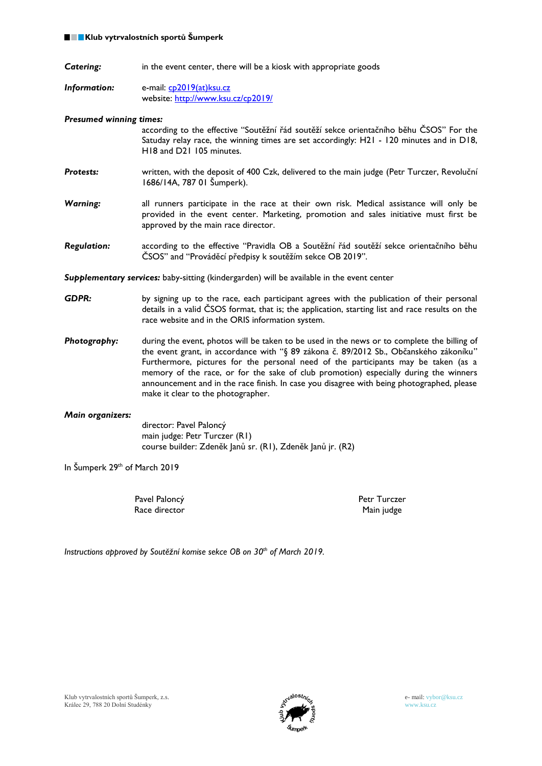**Catering:** in the event center, there will be a kiosk with appropriate goods

**Information:** e-mail: [cp2019(at)ksu.cz](mailto:cp2019@ksu.cz)
website: [http://www.ksu.cz/cp2019/](http://www.ksu.cz/cp2019/)

**Presumed winning times:**
according to the effective "Soutěžní řád soutěží sekce orientačního běhu ČSOS" For the Satuday relay race, the winning times are set accordingly: H21 - 120 minutes and in D18, H18 and D21 105 minutes.

**Protests:** written, with the deposit of 400 Czk, delivered to the main judge (Petr Turczer, Revoluční 1686/14A, 787 01 Šumperk).

**Warning:** all runners participate in the race at their own risk. Medical assistance will only be provided in the event center. Marketing, promotion and sales initiative must first be approved by the main race director.

**Regulation:** according to the effective "Pravidla OB a Soutěžní řád soutěží sekce orientačního běhu ČSOS" and "Prováděcí předpisy k soutěžím sekce OB 2019".

**Supplementary services:** baby-sitting (kindergarden) will be available in the event center

**GDPR:** by signing up to the race, each participant agrees with the publication of their personal details in a valid ČSOS format, that is; the application, starting list and race results on the race website and in the ORIS information system.

**Photography:** during the event, photos will be taken to be used in the news or to complete the billing of the event grant, in accordance with "§ 89 zákona č. 89/2012 Sb., Občanského zákoníku" Furthermore, pictures for the personal need of the participants may be taken (as a memory of the race, or for the sake of club promotion) especially during the winners announcement and in the race finish. In case you disagree with being photographed, please make it clear to the photographer.

**Main organizers:**
director: Pavel Paloncý
main judge: Petr Turczer (R1)
course builder: Zdeněk Janů sr. (R1), Zdeněk Janů jr. (R2)

In Šumperk 29th of March 2019

Pavel Paloncý
Race director

Petr Turczer
Main judge

*Instructions approved by Soutěžní komise sekce OB on 30th of March 2019.*